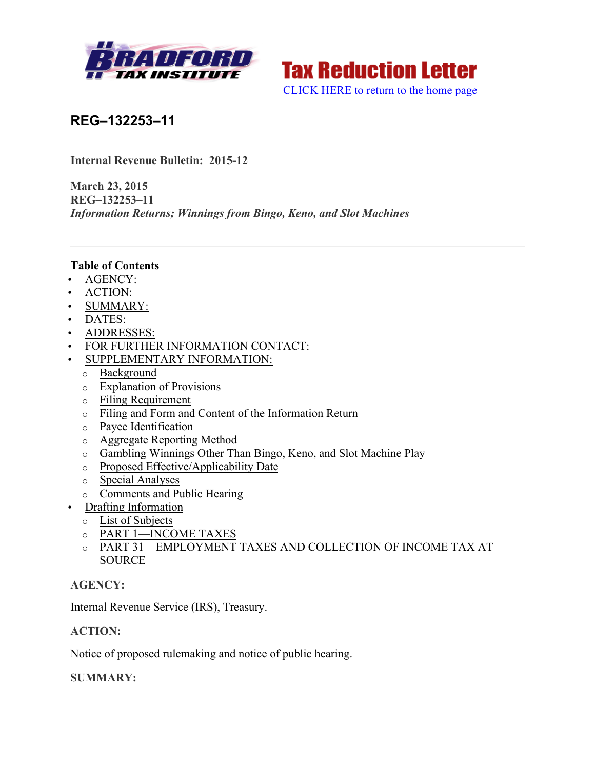Bradford Tax Institute

**Tax Reduction Letter**

CLICK HERE to return to the home page

## REG–132253–11

**Internal Revenue Bulletin: 2015-12**

**March 23, 2015**
**REG–132253–11**
***Information Returns; Winnings from Bingo, Keno, and Slot Machines***

---

**Table of Contents**

- AGENCY:
- ACTION:
- SUMMARY:
- DATES:
- ADDRESSES:
- FOR FURTHER INFORMATION CONTACT:
- SUPPLEMENTARY INFORMATION:
  - Background
  - Explanation of Provisions
  - Filing Requirement
  - Filing and Form and Content of the Information Return
  - Payee Identification
  - Aggregate Reporting Method
  - Gambling Winnings Other Than Bingo, Keno, and Slot Machine Play
  - Proposed Effective/Applicability Date
  - Special Analyses
  - Comments and Public Hearing
- Drafting Information
  - List of Subjects
  - PART 1—INCOME TAXES
  - PART 31—EMPLOYMENT TAXES AND COLLECTION OF INCOME TAX AT SOURCE

**AGENCY:**

Internal Revenue Service (IRS), Treasury.

**ACTION:**

Notice of proposed rulemaking and notice of public hearing.

**SUMMARY:**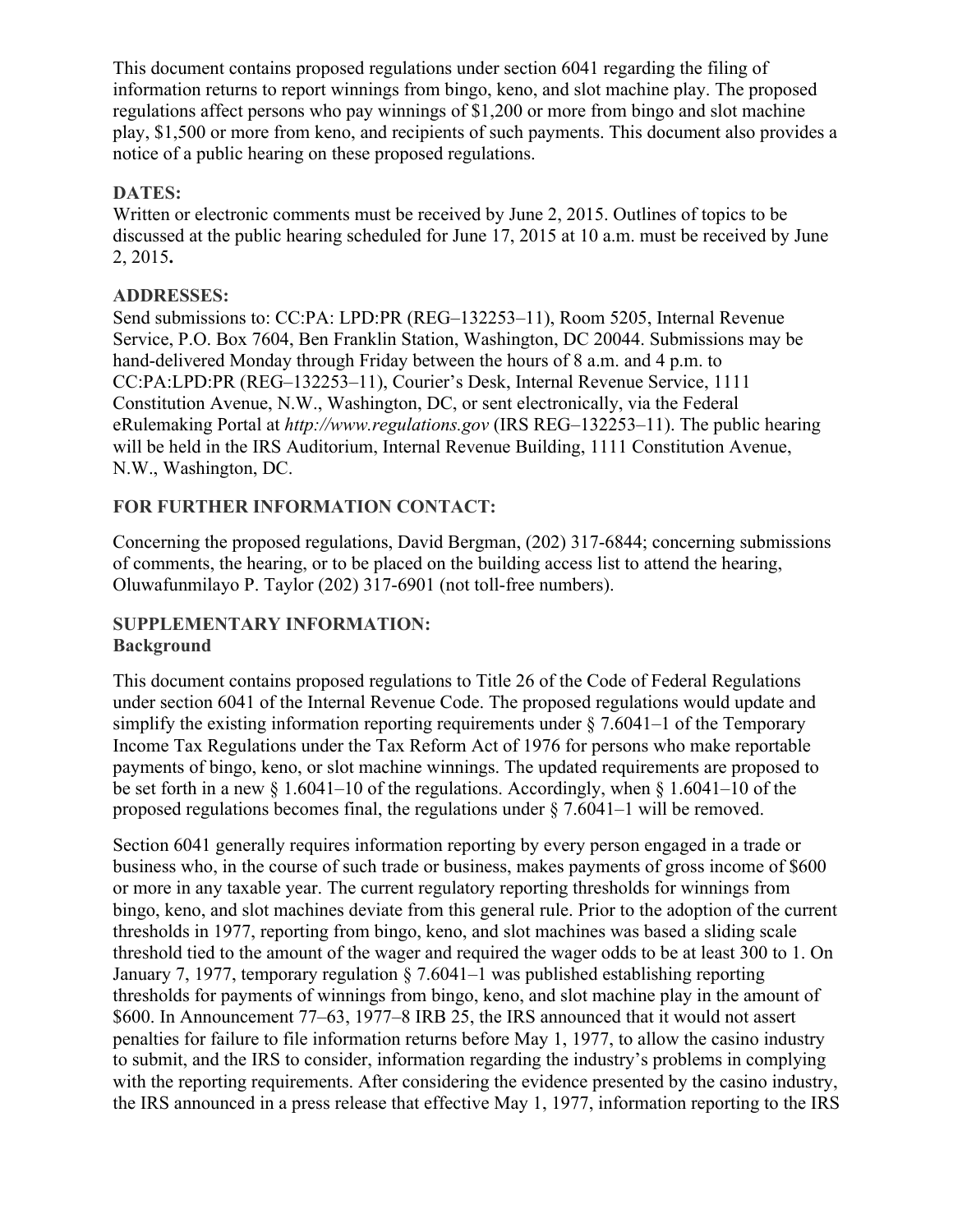This document contains proposed regulations under section 6041 regarding the filing of information returns to report winnings from bingo, keno, and slot machine play. The proposed regulations affect persons who pay winnings of $1,200 or more from bingo and slot machine play, $1,500 or more from keno, and recipients of such payments. This document also provides a notice of a public hearing on these proposed regulations.

**DATES:**

Written or electronic comments must be received by June 2, 2015. Outlines of topics to be discussed at the public hearing scheduled for June 17, 2015 at 10 a.m. must be received by June 2, 2015**.**

**ADDRESSES:**

Send submissions to: CC:PA: LPD:PR (REG–132253–11), Room 5205, Internal Revenue Service, P.O. Box 7604, Ben Franklin Station, Washington, DC 20044. Submissions may be hand-delivered Monday through Friday between the hours of 8 a.m. and 4 p.m. to CC:PA:LPD:PR (REG–132253–11), Courier's Desk, Internal Revenue Service, 1111 Constitution Avenue, N.W., Washington, DC, or sent electronically, via the Federal eRulemaking Portal at *http://www.regulations.gov* (IRS REG–132253–11). The public hearing will be held in the IRS Auditorium, Internal Revenue Building, 1111 Constitution Avenue, N.W., Washington, DC.

**FOR FURTHER INFORMATION CONTACT:**

Concerning the proposed regulations, David Bergman, (202) 317-6844; concerning submissions of comments, the hearing, or to be placed on the building access list to attend the hearing, Oluwafunmilayo P. Taylor (202) 317-6901 (not toll-free numbers).

**SUPPLEMENTARY INFORMATION:**

**Background**

This document contains proposed regulations to Title 26 of the Code of Federal Regulations under section 6041 of the Internal Revenue Code. The proposed regulations would update and simplify the existing information reporting requirements under § 7.6041–1 of the Temporary Income Tax Regulations under the Tax Reform Act of 1976 for persons who make reportable payments of bingo, keno, or slot machine winnings. The updated requirements are proposed to be set forth in a new § 1.6041–10 of the regulations. Accordingly, when § 1.6041–10 of the proposed regulations becomes final, the regulations under § 7.6041–1 will be removed.

Section 6041 generally requires information reporting by every person engaged in a trade or business who, in the course of such trade or business, makes payments of gross income of $600 or more in any taxable year. The current regulatory reporting thresholds for winnings from bingo, keno, and slot machines deviate from this general rule. Prior to the adoption of the current thresholds in 1977, reporting from bingo, keno, and slot machines was based a sliding scale threshold tied to the amount of the wager and required the wager odds to be at least 300 to 1. On January 7, 1977, temporary regulation § 7.6041–1 was published establishing reporting thresholds for payments of winnings from bingo, keno, and slot machine play in the amount of $600. In Announcement 77–63, 1977–8 IRB 25, the IRS announced that it would not assert penalties for failure to file information returns before May 1, 1977, to allow the casino industry to submit, and the IRS to consider, information regarding the industry's problems in complying with the reporting requirements. After considering the evidence presented by the casino industry, the IRS announced in a press release that effective May 1, 1977, information reporting to the IRS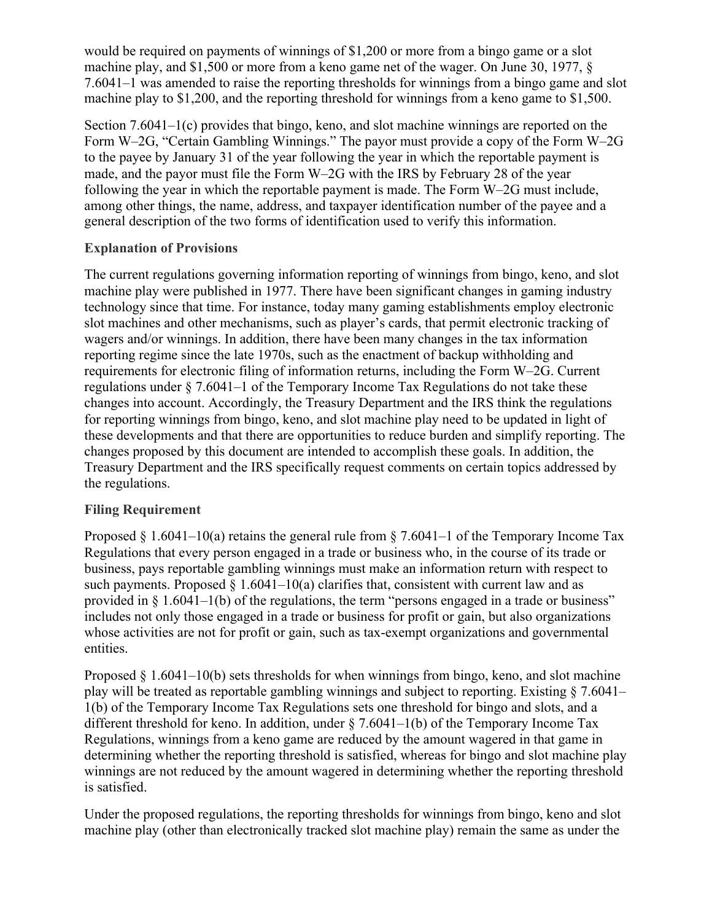would be required on payments of winnings of $1,200 or more from a bingo game or a slot machine play, and $1,500 or more from a keno game net of the wager. On June 30, 1977, § 7.6041–1 was amended to raise the reporting thresholds for winnings from a bingo game and slot machine play to $1,200, and the reporting threshold for winnings from a keno game to $1,500.

Section 7.6041–1(c) provides that bingo, keno, and slot machine winnings are reported on the Form W–2G, "Certain Gambling Winnings." The payor must provide a copy of the Form W–2G to the payee by January 31 of the year following the year in which the reportable payment is made, and the payor must file the Form W–2G with the IRS by February 28 of the year following the year in which the reportable payment is made. The Form W–2G must include, among other things, the name, address, and taxpayer identification number of the payee and a general description of the two forms of identification used to verify this information.

**Explanation of Provisions**

The current regulations governing information reporting of winnings from bingo, keno, and slot machine play were published in 1977. There have been significant changes in gaming industry technology since that time. For instance, today many gaming establishments employ electronic slot machines and other mechanisms, such as player's cards, that permit electronic tracking of wagers and/or winnings. In addition, there have been many changes in the tax information reporting regime since the late 1970s, such as the enactment of backup withholding and requirements for electronic filing of information returns, including the Form W–2G. Current regulations under § 7.6041–1 of the Temporary Income Tax Regulations do not take these changes into account. Accordingly, the Treasury Department and the IRS think the regulations for reporting winnings from bingo, keno, and slot machine play need to be updated in light of these developments and that there are opportunities to reduce burden and simplify reporting. The changes proposed by this document are intended to accomplish these goals. In addition, the Treasury Department and the IRS specifically request comments on certain topics addressed by the regulations.

**Filing Requirement**

Proposed § 1.6041–10(a) retains the general rule from § 7.6041–1 of the Temporary Income Tax Regulations that every person engaged in a trade or business who, in the course of its trade or business, pays reportable gambling winnings must make an information return with respect to such payments. Proposed § 1.6041–10(a) clarifies that, consistent with current law and as provided in § 1.6041–1(b) of the regulations, the term "persons engaged in a trade or business" includes not only those engaged in a trade or business for profit or gain, but also organizations whose activities are not for profit or gain, such as tax-exempt organizations and governmental entities.

Proposed § 1.6041–10(b) sets thresholds for when winnings from bingo, keno, and slot machine play will be treated as reportable gambling winnings and subject to reporting. Existing § 7.6041–1(b) of the Temporary Income Tax Regulations sets one threshold for bingo and slots, and a different threshold for keno. In addition, under § 7.6041–1(b) of the Temporary Income Tax Regulations, winnings from a keno game are reduced by the amount wagered in that game in determining whether the reporting threshold is satisfied, whereas for bingo and slot machine play winnings are not reduced by the amount wagered in determining whether the reporting threshold is satisfied.

Under the proposed regulations, the reporting thresholds for winnings from bingo, keno and slot machine play (other than electronically tracked slot machine play) remain the same as under the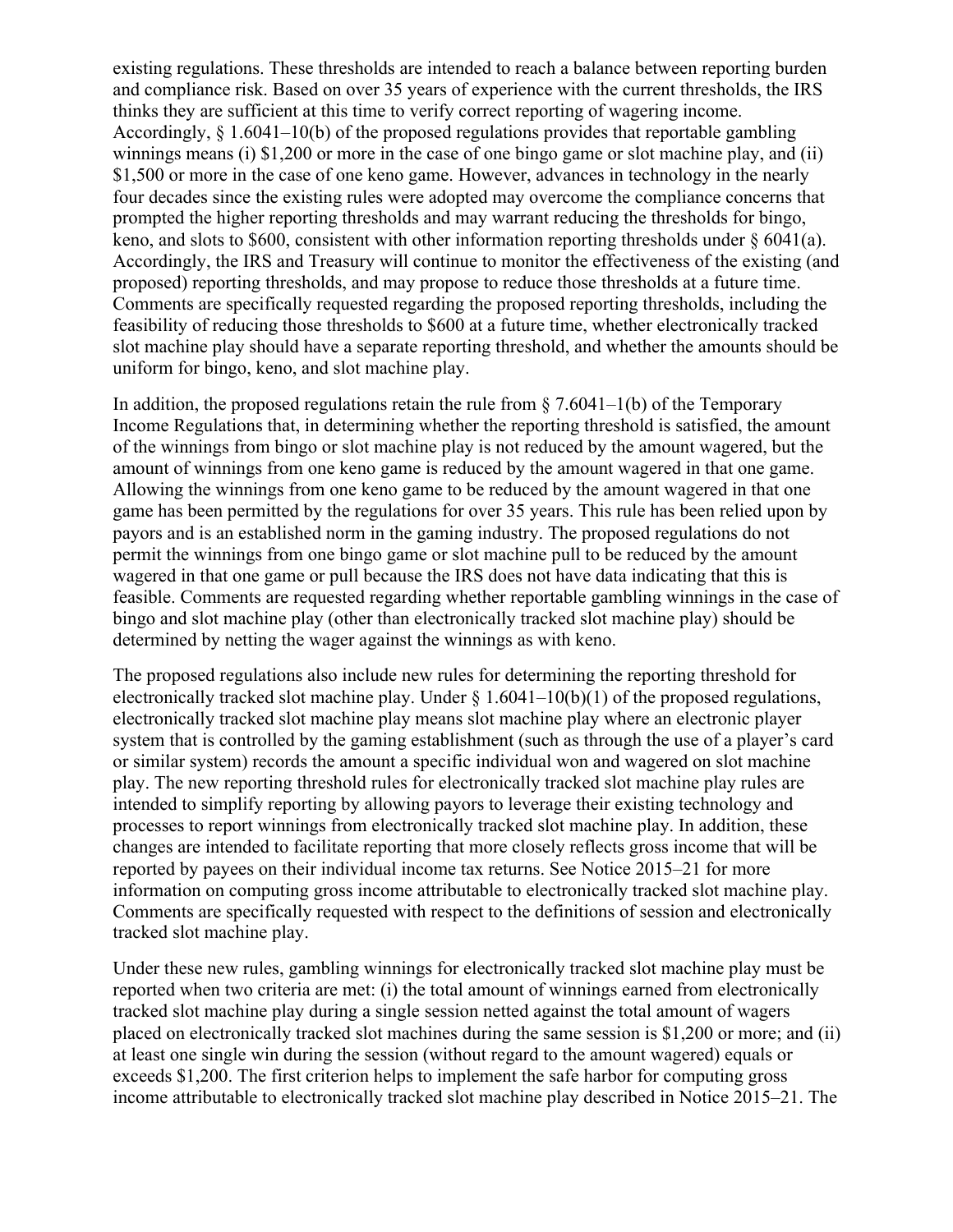existing regulations. These thresholds are intended to reach a balance between reporting burden and compliance risk. Based on over 35 years of experience with the current thresholds, the IRS thinks they are sufficient at this time to verify correct reporting of wagering income. Accordingly, § 1.6041–10(b) of the proposed regulations provides that reportable gambling winnings means (i) $1,200 or more in the case of one bingo game or slot machine play, and (ii) $1,500 or more in the case of one keno game. However, advances in technology in the nearly four decades since the existing rules were adopted may overcome the compliance concerns that prompted the higher reporting thresholds and may warrant reducing the thresholds for bingo, keno, and slots to $600, consistent with other information reporting thresholds under § 6041(a). Accordingly, the IRS and Treasury will continue to monitor the effectiveness of the existing (and proposed) reporting thresholds, and may propose to reduce those thresholds at a future time. Comments are specifically requested regarding the proposed reporting thresholds, including the feasibility of reducing those thresholds to $600 at a future time, whether electronically tracked slot machine play should have a separate reporting threshold, and whether the amounts should be uniform for bingo, keno, and slot machine play.

In addition, the proposed regulations retain the rule from § 7.6041–1(b) of the Temporary Income Regulations that, in determining whether the reporting threshold is satisfied, the amount of the winnings from bingo or slot machine play is not reduced by the amount wagered, but the amount of winnings from one keno game is reduced by the amount wagered in that one game. Allowing the winnings from one keno game to be reduced by the amount wagered in that one game has been permitted by the regulations for over 35 years. This rule has been relied upon by payors and is an established norm in the gaming industry. The proposed regulations do not permit the winnings from one bingo game or slot machine pull to be reduced by the amount wagered in that one game or pull because the IRS does not have data indicating that this is feasible. Comments are requested regarding whether reportable gambling winnings in the case of bingo and slot machine play (other than electronically tracked slot machine play) should be determined by netting the wager against the winnings as with keno.

The proposed regulations also include new rules for determining the reporting threshold for electronically tracked slot machine play. Under § 1.6041–10(b)(1) of the proposed regulations, electronically tracked slot machine play means slot machine play where an electronic player system that is controlled by the gaming establishment (such as through the use of a player's card or similar system) records the amount a specific individual won and wagered on slot machine play. The new reporting threshold rules for electronically tracked slot machine play rules are intended to simplify reporting by allowing payors to leverage their existing technology and processes to report winnings from electronically tracked slot machine play. In addition, these changes are intended to facilitate reporting that more closely reflects gross income that will be reported by payees on their individual income tax returns. See Notice 2015–21 for more information on computing gross income attributable to electronically tracked slot machine play. Comments are specifically requested with respect to the definitions of session and electronically tracked slot machine play.

Under these new rules, gambling winnings for electronically tracked slot machine play must be reported when two criteria are met: (i) the total amount of winnings earned from electronically tracked slot machine play during a single session netted against the total amount of wagers placed on electronically tracked slot machines during the same session is $1,200 or more; and (ii) at least one single win during the session (without regard to the amount wagered) equals or exceeds $1,200. The first criterion helps to implement the safe harbor for computing gross income attributable to electronically tracked slot machine play described in Notice 2015–21. The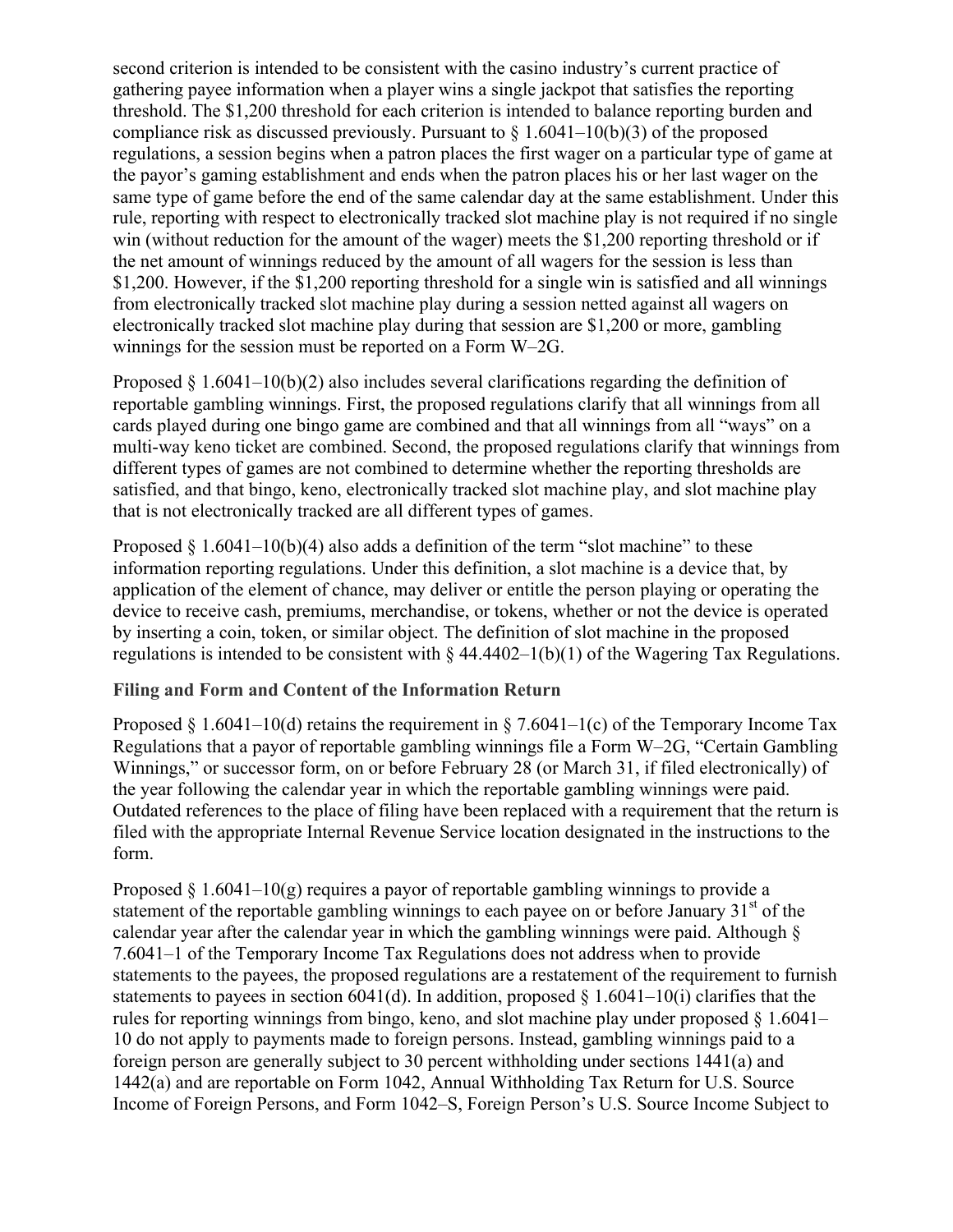second criterion is intended to be consistent with the casino industry's current practice of gathering payee information when a player wins a single jackpot that satisfies the reporting threshold. The $1,200 threshold for each criterion is intended to balance reporting burden and compliance risk as discussed previously. Pursuant to § 1.6041–10(b)(3) of the proposed regulations, a session begins when a patron places the first wager on a particular type of game at the payor's gaming establishment and ends when the patron places his or her last wager on the same type of game before the end of the same calendar day at the same establishment. Under this rule, reporting with respect to electronically tracked slot machine play is not required if no single win (without reduction for the amount of the wager) meets the $1,200 reporting threshold or if the net amount of winnings reduced by the amount of all wagers for the session is less than $1,200. However, if the $1,200 reporting threshold for a single win is satisfied and all winnings from electronically tracked slot machine play during a session netted against all wagers on electronically tracked slot machine play during that session are $1,200 or more, gambling winnings for the session must be reported on a Form W–2G.

Proposed § 1.6041–10(b)(2) also includes several clarifications regarding the definition of reportable gambling winnings. First, the proposed regulations clarify that all winnings from all cards played during one bingo game are combined and that all winnings from all "ways" on a multi-way keno ticket are combined. Second, the proposed regulations clarify that winnings from different types of games are not combined to determine whether the reporting thresholds are satisfied, and that bingo, keno, electronically tracked slot machine play, and slot machine play that is not electronically tracked are all different types of games.

Proposed § 1.6041–10(b)(4) also adds a definition of the term "slot machine" to these information reporting regulations. Under this definition, a slot machine is a device that, by application of the element of chance, may deliver or entitle the person playing or operating the device to receive cash, premiums, merchandise, or tokens, whether or not the device is operated by inserting a coin, token, or similar object. The definition of slot machine in the proposed regulations is intended to be consistent with § 44.4402–1(b)(1) of the Wagering Tax Regulations.

**Filing and Form and Content of the Information Return**

Proposed § 1.6041–10(d) retains the requirement in § 7.6041–1(c) of the Temporary Income Tax Regulations that a payor of reportable gambling winnings file a Form W–2G, "Certain Gambling Winnings," or successor form, on or before February 28 (or March 31, if filed electronically) of the year following the calendar year in which the reportable gambling winnings were paid. Outdated references to the place of filing have been replaced with a requirement that the return is filed with the appropriate Internal Revenue Service location designated in the instructions to the form.

Proposed § 1.6041–10(g) requires a payor of reportable gambling winnings to provide a statement of the reportable gambling winnings to each payee on or before January 31st of the calendar year after the calendar year in which the gambling winnings were paid. Although § 7.6041–1 of the Temporary Income Tax Regulations does not address when to provide statements to the payees, the proposed regulations are a restatement of the requirement to furnish statements to payees in section 6041(d). In addition, proposed § 1.6041–10(i) clarifies that the rules for reporting winnings from bingo, keno, and slot machine play under proposed § 1.6041–10 do not apply to payments made to foreign persons. Instead, gambling winnings paid to a foreign person are generally subject to 30 percent withholding under sections 1441(a) and 1442(a) and are reportable on Form 1042, Annual Withholding Tax Return for U.S. Source Income of Foreign Persons, and Form 1042–S, Foreign Person's U.S. Source Income Subject to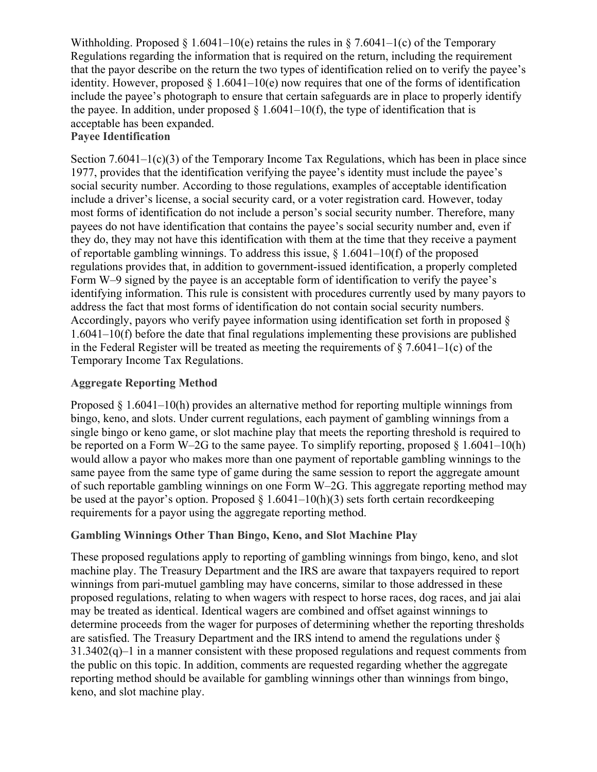Withholding. Proposed § 1.6041–10(e) retains the rules in § 7.6041–1(c) of the Temporary Regulations regarding the information that is required on the return, including the requirement that the payor describe on the return the two types of identification relied on to verify the payee's identity. However, proposed § 1.6041–10(e) now requires that one of the forms of identification include the payee's photograph to ensure that certain safeguards are in place to properly identify the payee. In addition, under proposed § 1.6041–10(f), the type of identification that is acceptable has been expanded.

### Payee Identification

Section 7.6041–1(c)(3) of the Temporary Income Tax Regulations, which has been in place since 1977, provides that the identification verifying the payee's identity must include the payee's social security number. According to those regulations, examples of acceptable identification include a driver's license, a social security card, or a voter registration card. However, today most forms of identification do not include a person's social security number. Therefore, many payees do not have identification that contains the payee's social security number and, even if they do, they may not have this identification with them at the time that they receive a payment of reportable gambling winnings. To address this issue, § 1.6041–10(f) of the proposed regulations provides that, in addition to government-issued identification, a properly completed Form W–9 signed by the payee is an acceptable form of identification to verify the payee's identifying information. This rule is consistent with procedures currently used by many payors to address the fact that most forms of identification do not contain social security numbers. Accordingly, payors who verify payee information using identification set forth in proposed § 1.6041–10(f) before the date that final regulations implementing these provisions are published in the Federal Register will be treated as meeting the requirements of § 7.6041–1(c) of the Temporary Income Tax Regulations.

### Aggregate Reporting Method

Proposed § 1.6041–10(h) provides an alternative method for reporting multiple winnings from bingo, keno, and slots. Under current regulations, each payment of gambling winnings from a single bingo or keno game, or slot machine play that meets the reporting threshold is required to be reported on a Form W–2G to the same payee. To simplify reporting, proposed § 1.6041–10(h) would allow a payor who makes more than one payment of reportable gambling winnings to the same payee from the same type of game during the same session to report the aggregate amount of such reportable gambling winnings on one Form W–2G. This aggregate reporting method may be used at the payor's option. Proposed § 1.6041–10(h)(3) sets forth certain recordkeeping requirements for a payor using the aggregate reporting method.

### Gambling Winnings Other Than Bingo, Keno, and Slot Machine Play

These proposed regulations apply to reporting of gambling winnings from bingo, keno, and slot machine play. The Treasury Department and the IRS are aware that taxpayers required to report winnings from pari-mutuel gambling may have concerns, similar to those addressed in these proposed regulations, relating to when wagers with respect to horse races, dog races, and jai alai may be treated as identical. Identical wagers are combined and offset against winnings to determine proceeds from the wager for purposes of determining whether the reporting thresholds are satisfied. The Treasury Department and the IRS intend to amend the regulations under § 31.3402(q)–1 in a manner consistent with these proposed regulations and request comments from the public on this topic. In addition, comments are requested regarding whether the aggregate reporting method should be available for gambling winnings other than winnings from bingo, keno, and slot machine play.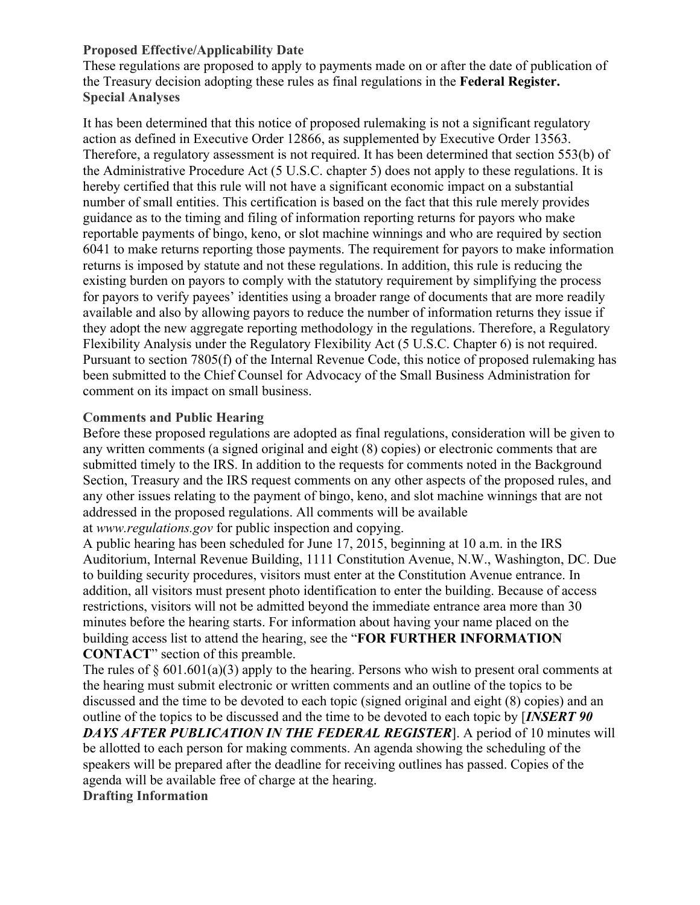**Proposed Effective/Applicability Date**

These regulations are proposed to apply to payments made on or after the date of publication of the Treasury decision adopting these rules as final regulations in the **Federal Register.**

**Special Analyses**

It has been determined that this notice of proposed rulemaking is not a significant regulatory action as defined in Executive Order 12866, as supplemented by Executive Order 13563. Therefore, a regulatory assessment is not required. It has been determined that section 553(b) of the Administrative Procedure Act (5 U.S.C. chapter 5) does not apply to these regulations. It is hereby certified that this rule will not have a significant economic impact on a substantial number of small entities. This certification is based on the fact that this rule merely provides guidance as to the timing and filing of information reporting returns for payors who make reportable payments of bingo, keno, or slot machine winnings and who are required by section 6041 to make returns reporting those payments. The requirement for payors to make information returns is imposed by statute and not these regulations. In addition, this rule is reducing the existing burden on payors to comply with the statutory requirement by simplifying the process for payors to verify payees' identities using a broader range of documents that are more readily available and also by allowing payors to reduce the number of information returns they issue if they adopt the new aggregate reporting methodology in the regulations. Therefore, a Regulatory Flexibility Analysis under the Regulatory Flexibility Act (5 U.S.C. Chapter 6) is not required. Pursuant to section 7805(f) of the Internal Revenue Code, this notice of proposed rulemaking has been submitted to the Chief Counsel for Advocacy of the Small Business Administration for comment on its impact on small business.

**Comments and Public Hearing**

Before these proposed regulations are adopted as final regulations, consideration will be given to any written comments (a signed original and eight (8) copies) or electronic comments that are submitted timely to the IRS. In addition to the requests for comments noted in the Background Section, Treasury and the IRS request comments on any other aspects of the proposed rules, and any other issues relating to the payment of bingo, keno, and slot machine winnings that are not addressed in the proposed regulations. All comments will be available at *www.regulations.gov* for public inspection and copying.

A public hearing has been scheduled for June 17, 2015, beginning at 10 a.m. in the IRS Auditorium, Internal Revenue Building, 1111 Constitution Avenue, N.W., Washington, DC. Due to building security procedures, visitors must enter at the Constitution Avenue entrance. In addition, all visitors must present photo identification to enter the building. Because of access restrictions, visitors will not be admitted beyond the immediate entrance area more than 30 minutes before the hearing starts. For information about having your name placed on the building access list to attend the hearing, see the "**FOR FURTHER INFORMATION CONTACT**" section of this preamble.

The rules of § 601.601(a)(3) apply to the hearing. Persons who wish to present oral comments at the hearing must submit electronic or written comments and an outline of the topics to be discussed and the time to be devoted to each topic (signed original and eight (8) copies) and an outline of the topics to be discussed and the time to be devoted to each topic by [***INSERT 90 DAYS AFTER PUBLICATION IN THE FEDERAL REGISTER***]. A period of 10 minutes will be allotted to each person for making comments. An agenda showing the scheduling of the speakers will be prepared after the deadline for receiving outlines has passed. Copies of the agenda will be available free of charge at the hearing.

**Drafting Information**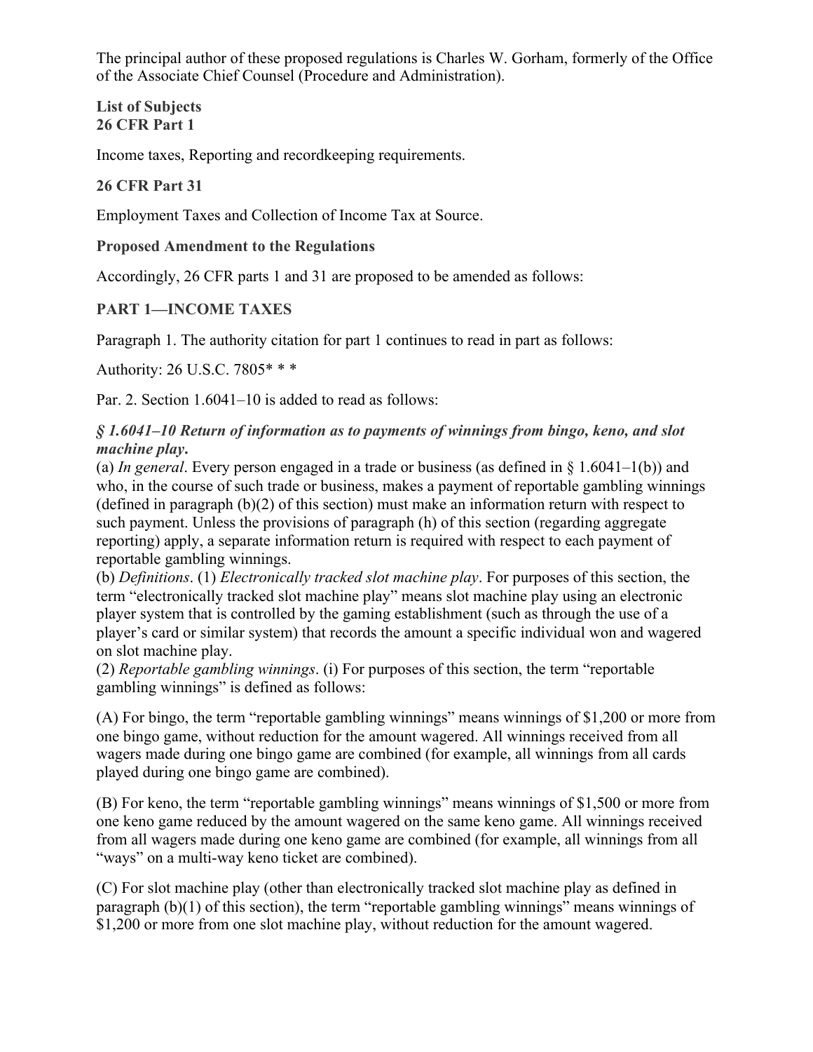The principal author of these proposed regulations is Charles W. Gorham, formerly of the Office of the Associate Chief Counsel (Procedure and Administration).

**List of Subjects**
**26 CFR Part 1**

Income taxes, Reporting and recordkeeping requirements.

**26 CFR Part 31**

Employment Taxes and Collection of Income Tax at Source.

**Proposed Amendment to the Regulations**

Accordingly, 26 CFR parts 1 and 31 are proposed to be amended as follows:

**PART 1—INCOME TAXES**

Paragraph 1. The authority citation for part 1 continues to read in part as follows:

Authority: 26 U.S.C. 7805* * *

Par. 2. Section 1.6041–10 is added to read as follows:

***§ 1.6041–10 Return of information as to payments of winnings from bingo, keno, and slot machine play*.**

(a) *In general*. Every person engaged in a trade or business (as defined in § 1.6041–1(b)) and who, in the course of such trade or business, makes a payment of reportable gambling winnings (defined in paragraph (b)(2) of this section) must make an information return with respect to such payment. Unless the provisions of paragraph (h) of this section (regarding aggregate reporting) apply, a separate information return is required with respect to each payment of reportable gambling winnings.

(b) *Definitions*. (1) *Electronically tracked slot machine play*. For purposes of this section, the term "electronically tracked slot machine play" means slot machine play using an electronic player system that is controlled by the gaming establishment (such as through the use of a player's card or similar system) that records the amount a specific individual won and wagered on slot machine play.

(2) *Reportable gambling winnings*. (i) For purposes of this section, the term "reportable gambling winnings" is defined as follows:

(A) For bingo, the term "reportable gambling winnings" means winnings of $1,200 or more from one bingo game, without reduction for the amount wagered. All winnings received from all wagers made during one bingo game are combined (for example, all winnings from all cards played during one bingo game are combined).

(B) For keno, the term "reportable gambling winnings" means winnings of $1,500 or more from one keno game reduced by the amount wagered on the same keno game. All winnings received from all wagers made during one keno game are combined (for example, all winnings from all "ways" on a multi-way keno ticket are combined).

(C) For slot machine play (other than electronically tracked slot machine play as defined in paragraph (b)(1) of this section), the term "reportable gambling winnings" means winnings of $1,200 or more from one slot machine play, without reduction for the amount wagered.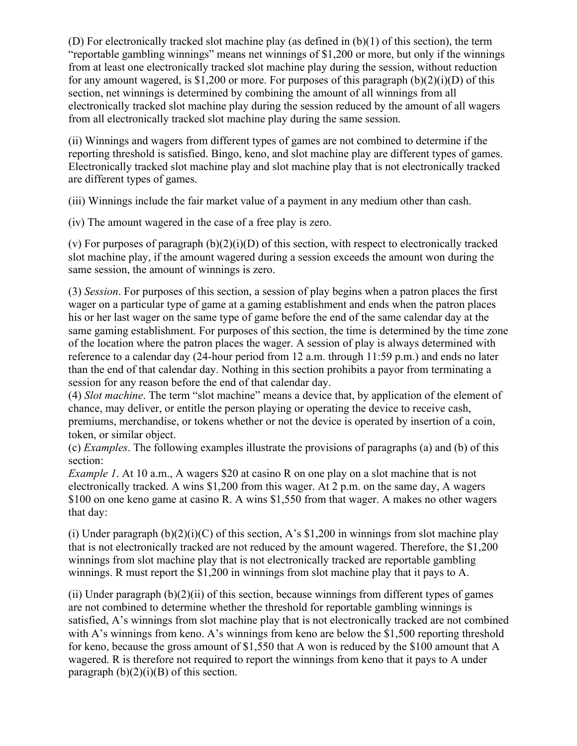(D) For electronically tracked slot machine play (as defined in (b)(1) of this section), the term "reportable gambling winnings" means net winnings of $1,200 or more, but only if the winnings from at least one electronically tracked slot machine play during the session, without reduction for any amount wagered, is $1,200 or more. For purposes of this paragraph (b)(2)(i)(D) of this section, net winnings is determined by combining the amount of all winnings from all electronically tracked slot machine play during the session reduced by the amount of all wagers from all electronically tracked slot machine play during the same session.

(ii) Winnings and wagers from different types of games are not combined to determine if the reporting threshold is satisfied. Bingo, keno, and slot machine play are different types of games. Electronically tracked slot machine play and slot machine play that is not electronically tracked are different types of games.

(iii) Winnings include the fair market value of a payment in any medium other than cash.

(iv) The amount wagered in the case of a free play is zero.

(v) For purposes of paragraph (b)(2)(i)(D) of this section, with respect to electronically tracked slot machine play, if the amount wagered during a session exceeds the amount won during the same session, the amount of winnings is zero.

(3) *Session*. For purposes of this section, a session of play begins when a patron places the first wager on a particular type of game at a gaming establishment and ends when the patron places his or her last wager on the same type of game before the end of the same calendar day at the same gaming establishment. For purposes of this section, the time is determined by the time zone of the location where the patron places the wager. A session of play is always determined with reference to a calendar day (24-hour period from 12 a.m. through 11:59 p.m.) and ends no later than the end of that calendar day. Nothing in this section prohibits a payor from terminating a session for any reason before the end of that calendar day.

(4) *Slot machine*. The term "slot machine" means a device that, by application of the element of chance, may deliver, or entitle the person playing or operating the device to receive cash, premiums, merchandise, or tokens whether or not the device is operated by insertion of a coin, token, or similar object.

(c) *Examples*. The following examples illustrate the provisions of paragraphs (a) and (b) of this section:

*Example 1*. At 10 a.m., A wagers $20 at casino R on one play on a slot machine that is not electronically tracked. A wins $1,200 from this wager. At 2 p.m. on the same day, A wagers $100 on one keno game at casino R. A wins $1,550 from that wager. A makes no other wagers that day:

(i) Under paragraph (b)(2)(i)(C) of this section, A's $1,200 in winnings from slot machine play that is not electronically tracked are not reduced by the amount wagered. Therefore, the $1,200 winnings from slot machine play that is not electronically tracked are reportable gambling winnings. R must report the $1,200 in winnings from slot machine play that it pays to A.

(ii) Under paragraph (b)(2)(ii) of this section, because winnings from different types of games are not combined to determine whether the threshold for reportable gambling winnings is satisfied, A's winnings from slot machine play that is not electronically tracked are not combined with A's winnings from keno. A's winnings from keno are below the $1,500 reporting threshold for keno, because the gross amount of $1,550 that A won is reduced by the $100 amount that A wagered. R is therefore not required to report the winnings from keno that it pays to A under paragraph (b)(2)(i)(B) of this section.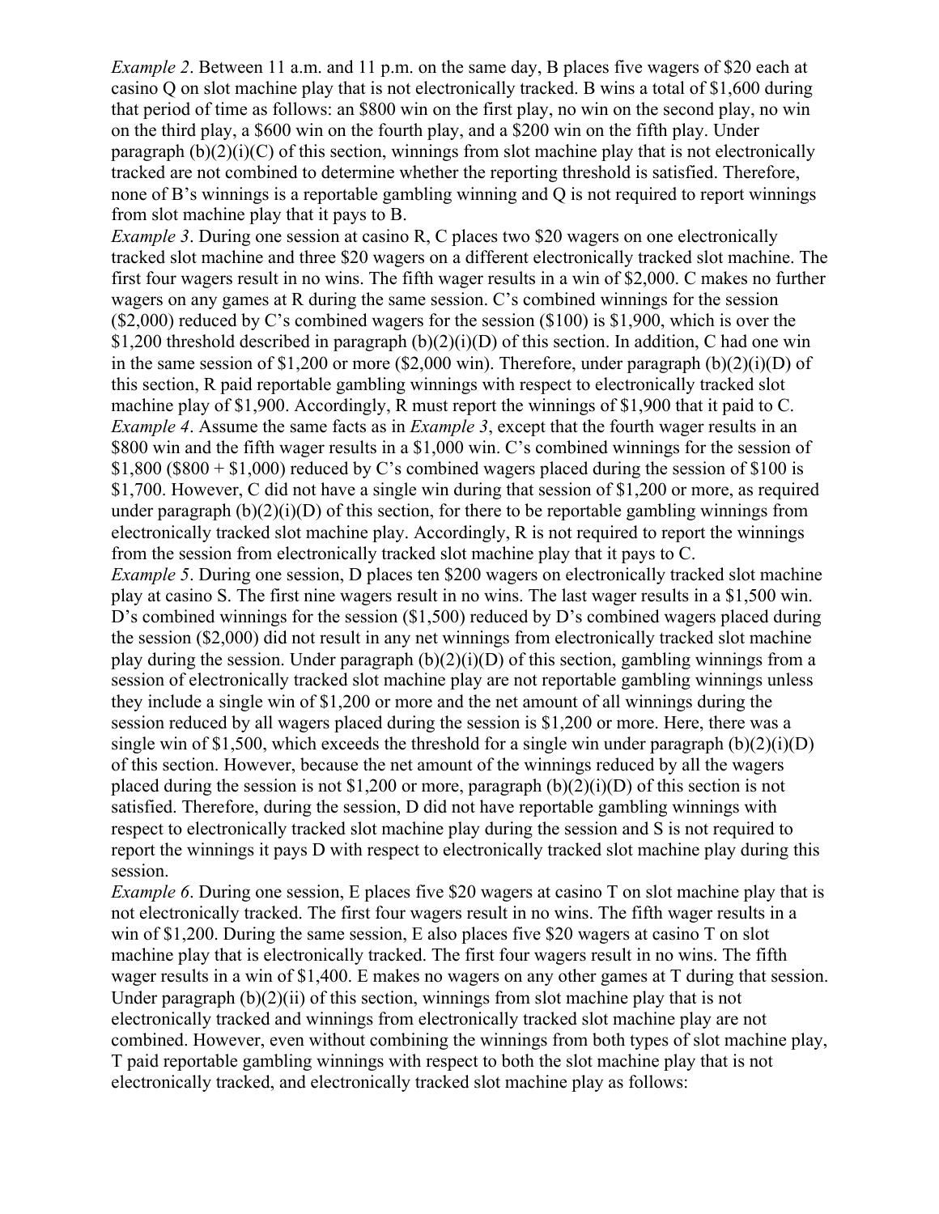*Example 2*. Between 11 a.m. and 11 p.m. on the same day, B places five wagers of $20 each at casino Q on slot machine play that is not electronically tracked. B wins a total of $1,600 during that period of time as follows: an $800 win on the first play, no win on the second play, no win on the third play, a $600 win on the fourth play, and a $200 win on the fifth play. Under paragraph (b)(2)(i)(C) of this section, winnings from slot machine play that is not electronically tracked are not combined to determine whether the reporting threshold is satisfied. Therefore, none of B's winnings is a reportable gambling winning and Q is not required to report winnings from slot machine play that it pays to B.

*Example 3*. During one session at casino R, C places two $20 wagers on one electronically tracked slot machine and three $20 wagers on a different electronically tracked slot machine. The first four wagers result in no wins. The fifth wager results in a win of $2,000. C makes no further wagers on any games at R during the same session. C's combined winnings for the session ($2,000) reduced by C's combined wagers for the session ($100) is $1,900, which is over the $1,200 threshold described in paragraph (b)(2)(i)(D) of this section. In addition, C had one win in the same session of $1,200 or more ($2,000 win). Therefore, under paragraph (b)(2)(i)(D) of this section, R paid reportable gambling winnings with respect to electronically tracked slot machine play of $1,900. Accordingly, R must report the winnings of $1,900 that it paid to C.

*Example 4*. Assume the same facts as in *Example 3*, except that the fourth wager results in an $800 win and the fifth wager results in a $1,000 win. C's combined winnings for the session of $1,800 ($800 + $1,000) reduced by C's combined wagers placed during the session of $100 is $1,700. However, C did not have a single win during that session of $1,200 or more, as required under paragraph (b)(2)(i)(D) of this section, for there to be reportable gambling winnings from electronically tracked slot machine play. Accordingly, R is not required to report the winnings from the session from electronically tracked slot machine play that it pays to C.

*Example 5*. During one session, D places ten $200 wagers on electronically tracked slot machine play at casino S. The first nine wagers result in no wins. The last wager results in a $1,500 win. D's combined winnings for the session ($1,500) reduced by D's combined wagers placed during the session ($2,000) did not result in any net winnings from electronically tracked slot machine play during the session. Under paragraph (b)(2)(i)(D) of this section, gambling winnings from a session of electronically tracked slot machine play are not reportable gambling winnings unless they include a single win of $1,200 or more and the net amount of all winnings during the session reduced by all wagers placed during the session is $1,200 or more. Here, there was a single win of $1,500, which exceeds the threshold for a single win under paragraph (b)(2)(i)(D) of this section. However, because the net amount of the winnings reduced by all the wagers placed during the session is not $1,200 or more, paragraph (b)(2)(i)(D) of this section is not satisfied. Therefore, during the session, D did not have reportable gambling winnings with respect to electronically tracked slot machine play during the session and S is not required to report the winnings it pays D with respect to electronically tracked slot machine play during this session.

*Example 6*. During one session, E places five $20 wagers at casino T on slot machine play that is not electronically tracked. The first four wagers result in no wins. The fifth wager results in a win of $1,200. During the same session, E also places five $20 wagers at casino T on slot machine play that is electronically tracked. The first four wagers result in no wins. The fifth wager results in a win of $1,400. E makes no wagers on any other games at T during that session. Under paragraph (b)(2)(ii) of this section, winnings from slot machine play that is not electronically tracked and winnings from electronically tracked slot machine play are not combined. However, even without combining the winnings from both types of slot machine play, T paid reportable gambling winnings with respect to both the slot machine play that is not electronically tracked, and electronically tracked slot machine play as follows: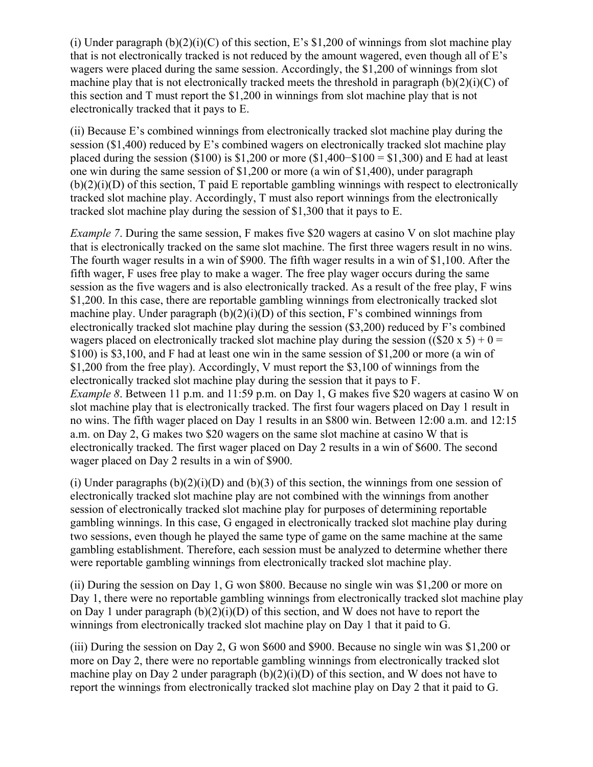(i) Under paragraph (b)(2)(i)(C) of this section, E's $1,200 of winnings from slot machine play that is not electronically tracked is not reduced by the amount wagered, even though all of E's wagers were placed during the same session. Accordingly, the $1,200 of winnings from slot machine play that is not electronically tracked meets the threshold in paragraph (b)(2)(i)(C) of this section and T must report the $1,200 in winnings from slot machine play that is not electronically tracked that it pays to E.

(ii) Because E's combined winnings from electronically tracked slot machine play during the session ($1,400) reduced by E's combined wagers on electronically tracked slot machine play placed during the session ($100) is $1,200 or more ($1,400−$100 = $1,300) and E had at least one win during the same session of $1,200 or more (a win of $1,400), under paragraph (b)(2)(i)(D) of this section, T paid E reportable gambling winnings with respect to electronically tracked slot machine play. Accordingly, T must also report winnings from the electronically tracked slot machine play during the session of $1,300 that it pays to E.

*Example 7*. During the same session, F makes five $20 wagers at casino V on slot machine play that is electronically tracked on the same slot machine. The first three wagers result in no wins. The fourth wager results in a win of $900. The fifth wager results in a win of $1,100. After the fifth wager, F uses free play to make a wager. The free play wager occurs during the same session as the five wagers and is also electronically tracked. As a result of the free play, F wins $1,200. In this case, there are reportable gambling winnings from electronically tracked slot machine play. Under paragraph (b)(2)(i)(D) of this section, F's combined winnings from electronically tracked slot machine play during the session ($3,200) reduced by F's combined wagers placed on electronically tracked slot machine play during the session (($20 x 5) + 0 = $100) is $3,100, and F had at least one win in the same session of $1,200 or more (a win of $1,200 from the free play). Accordingly, V must report the $3,100 of winnings from the electronically tracked slot machine play during the session that it pays to F.

*Example 8*. Between 11 p.m. and 11:59 p.m. on Day 1, G makes five $20 wagers at casino W on slot machine play that is electronically tracked. The first four wagers placed on Day 1 result in no wins. The fifth wager placed on Day 1 results in an $800 win. Between 12:00 a.m. and 12:15 a.m. on Day 2, G makes two $20 wagers on the same slot machine at casino W that is electronically tracked. The first wager placed on Day 2 results in a win of $600. The second wager placed on Day 2 results in a win of $900.

(i) Under paragraphs (b)(2)(i)(D) and (b)(3) of this section, the winnings from one session of electronically tracked slot machine play are not combined with the winnings from another session of electronically tracked slot machine play for purposes of determining reportable gambling winnings. In this case, G engaged in electronically tracked slot machine play during two sessions, even though he played the same type of game on the same machine at the same gambling establishment. Therefore, each session must be analyzed to determine whether there were reportable gambling winnings from electronically tracked slot machine play.

(ii) During the session on Day 1, G won $800. Because no single win was $1,200 or more on Day 1, there were no reportable gambling winnings from electronically tracked slot machine play on Day 1 under paragraph (b)(2)(i)(D) of this section, and W does not have to report the winnings from electronically tracked slot machine play on Day 1 that it paid to G.

(iii) During the session on Day 2, G won $600 and $900. Because no single win was $1,200 or more on Day 2, there were no reportable gambling winnings from electronically tracked slot machine play on Day 2 under paragraph (b)(2)(i)(D) of this section, and W does not have to report the winnings from electronically tracked slot machine play on Day 2 that it paid to G.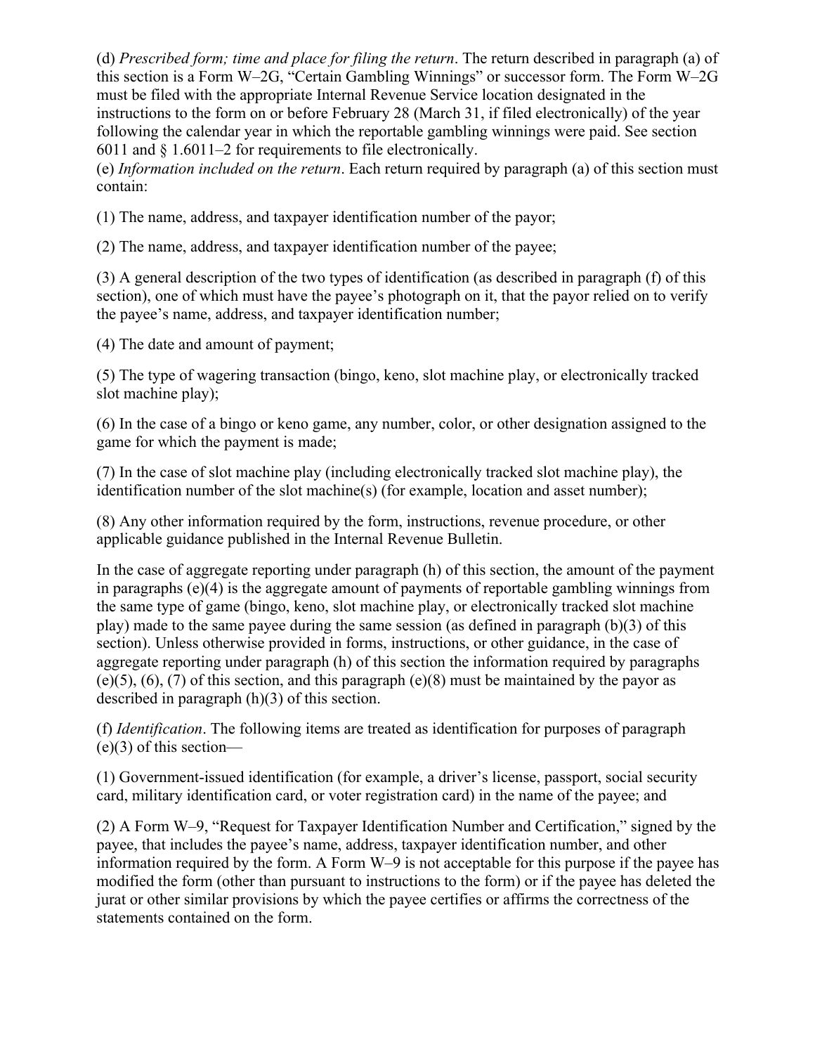(d) *Prescribed form; time and place for filing the return*. The return described in paragraph (a) of this section is a Form W–2G, "Certain Gambling Winnings" or successor form. The Form W–2G must be filed with the appropriate Internal Revenue Service location designated in the instructions to the form on or before February 28 (March 31, if filed electronically) of the year following the calendar year in which the reportable gambling winnings were paid. See section 6011 and § 1.6011–2 for requirements to file electronically.

(e) *Information included on the return*. Each return required by paragraph (a) of this section must contain:

(1) The name, address, and taxpayer identification number of the payor;

(2) The name, address, and taxpayer identification number of the payee;

(3) A general description of the two types of identification (as described in paragraph (f) of this section), one of which must have the payee's photograph on it, that the payor relied on to verify the payee's name, address, and taxpayer identification number;

(4) The date and amount of payment;

(5) The type of wagering transaction (bingo, keno, slot machine play, or electronically tracked slot machine play);

(6) In the case of a bingo or keno game, any number, color, or other designation assigned to the game for which the payment is made;

(7) In the case of slot machine play (including electronically tracked slot machine play), the identification number of the slot machine(s) (for example, location and asset number);

(8) Any other information required by the form, instructions, revenue procedure, or other applicable guidance published in the Internal Revenue Bulletin.

In the case of aggregate reporting under paragraph (h) of this section, the amount of the payment in paragraphs (e)(4) is the aggregate amount of payments of reportable gambling winnings from the same type of game (bingo, keno, slot machine play, or electronically tracked slot machine play) made to the same payee during the same session (as defined in paragraph (b)(3) of this section). Unless otherwise provided in forms, instructions, or other guidance, in the case of aggregate reporting under paragraph (h) of this section the information required by paragraphs (e)(5), (6), (7) of this section, and this paragraph (e)(8) must be maintained by the payor as described in paragraph (h)(3) of this section.

(f) *Identification*. The following items are treated as identification for purposes of paragraph (e)(3) of this section—

(1) Government-issued identification (for example, a driver's license, passport, social security card, military identification card, or voter registration card) in the name of the payee; and

(2) A Form W–9, "Request for Taxpayer Identification Number and Certification," signed by the payee, that includes the payee's name, address, taxpayer identification number, and other information required by the form. A Form W–9 is not acceptable for this purpose if the payee has modified the form (other than pursuant to instructions to the form) or if the payee has deleted the jurat or other similar provisions by which the payee certifies or affirms the correctness of the statements contained on the form.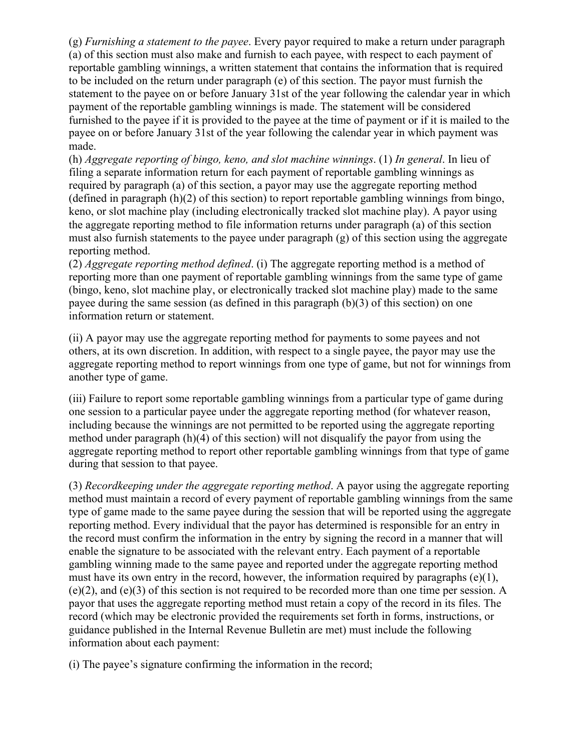(g) *Furnishing a statement to the payee*. Every payor required to make a return under paragraph (a) of this section must also make and furnish to each payee, with respect to each payment of reportable gambling winnings, a written statement that contains the information that is required to be included on the return under paragraph (e) of this section. The payor must furnish the statement to the payee on or before January 31st of the year following the calendar year in which payment of the reportable gambling winnings is made. The statement will be considered furnished to the payee if it is provided to the payee at the time of payment or if it is mailed to the payee on or before January 31st of the year following the calendar year in which payment was made.

(h) *Aggregate reporting of bingo, keno, and slot machine winnings*. (1) *In general*. In lieu of filing a separate information return for each payment of reportable gambling winnings as required by paragraph (a) of this section, a payor may use the aggregate reporting method (defined in paragraph (h)(2) of this section) to report reportable gambling winnings from bingo, keno, or slot machine play (including electronically tracked slot machine play). A payor using the aggregate reporting method to file information returns under paragraph (a) of this section must also furnish statements to the payee under paragraph (g) of this section using the aggregate reporting method.

(2) *Aggregate reporting method defined*. (i) The aggregate reporting method is a method of reporting more than one payment of reportable gambling winnings from the same type of game (bingo, keno, slot machine play, or electronically tracked slot machine play) made to the same payee during the same session (as defined in this paragraph (b)(3) of this section) on one information return or statement.

(ii) A payor may use the aggregate reporting method for payments to some payees and not others, at its own discretion. In addition, with respect to a single payee, the payor may use the aggregate reporting method to report winnings from one type of game, but not for winnings from another type of game.

(iii) Failure to report some reportable gambling winnings from a particular type of game during one session to a particular payee under the aggregate reporting method (for whatever reason, including because the winnings are not permitted to be reported using the aggregate reporting method under paragraph (h)(4) of this section) will not disqualify the payor from using the aggregate reporting method to report other reportable gambling winnings from that type of game during that session to that payee.

(3) *Recordkeeping under the aggregate reporting method*. A payor using the aggregate reporting method must maintain a record of every payment of reportable gambling winnings from the same type of game made to the same payee during the session that will be reported using the aggregate reporting method. Every individual that the payor has determined is responsible for an entry in the record must confirm the information in the entry by signing the record in a manner that will enable the signature to be associated with the relevant entry. Each payment of a reportable gambling winning made to the same payee and reported under the aggregate reporting method must have its own entry in the record, however, the information required by paragraphs (e)(1), (e)(2), and (e)(3) of this section is not required to be recorded more than one time per session. A payor that uses the aggregate reporting method must retain a copy of the record in its files. The record (which may be electronic provided the requirements set forth in forms, instructions, or guidance published in the Internal Revenue Bulletin are met) must include the following information about each payment:

(i) The payee's signature confirming the information in the record;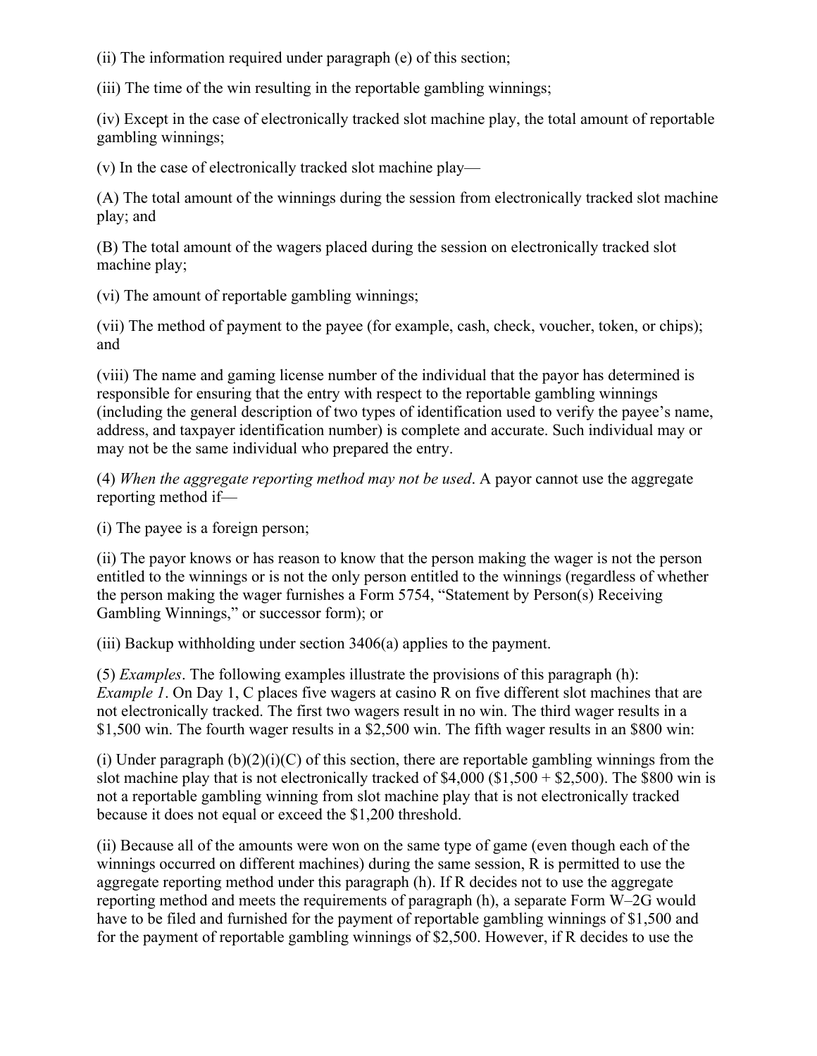(ii) The information required under paragraph (e) of this section;

(iii) The time of the win resulting in the reportable gambling winnings;

(iv) Except in the case of electronically tracked slot machine play, the total amount of reportable gambling winnings;

(v) In the case of electronically tracked slot machine play—

(A) The total amount of the winnings during the session from electronically tracked slot machine play; and

(B) The total amount of the wagers placed during the session on electronically tracked slot machine play;

(vi) The amount of reportable gambling winnings;

(vii) The method of payment to the payee (for example, cash, check, voucher, token, or chips); and

(viii) The name and gaming license number of the individual that the payor has determined is responsible for ensuring that the entry with respect to the reportable gambling winnings (including the general description of two types of identification used to verify the payee's name, address, and taxpayer identification number) is complete and accurate. Such individual may or may not be the same individual who prepared the entry.

(4) *When the aggregate reporting method may not be used*. A payor cannot use the aggregate reporting method if—

(i) The payee is a foreign person;

(ii) The payor knows or has reason to know that the person making the wager is not the person entitled to the winnings or is not the only person entitled to the winnings (regardless of whether the person making the wager furnishes a Form 5754, "Statement by Person(s) Receiving Gambling Winnings," or successor form); or

(iii) Backup withholding under section 3406(a) applies to the payment.

(5) *Examples*. The following examples illustrate the provisions of this paragraph (h):
*Example 1*. On Day 1, C places five wagers at casino R on five different slot machines that are not electronically tracked. The first two wagers result in no win. The third wager results in a \$1,500 win. The fourth wager results in a \$2,500 win. The fifth wager results in an \$800 win:

(i) Under paragraph (b)(2)(i)(C) of this section, there are reportable gambling winnings from the slot machine play that is not electronically tracked of \$4,000 (\$1,500 + \$2,500). The \$800 win is not a reportable gambling winning from slot machine play that is not electronically tracked because it does not equal or exceed the \$1,200 threshold.

(ii) Because all of the amounts were won on the same type of game (even though each of the winnings occurred on different machines) during the same session, R is permitted to use the aggregate reporting method under this paragraph (h). If R decides not to use the aggregate reporting method and meets the requirements of paragraph (h), a separate Form W–2G would have to be filed and furnished for the payment of reportable gambling winnings of \$1,500 and for the payment of reportable gambling winnings of \$2,500. However, if R decides to use the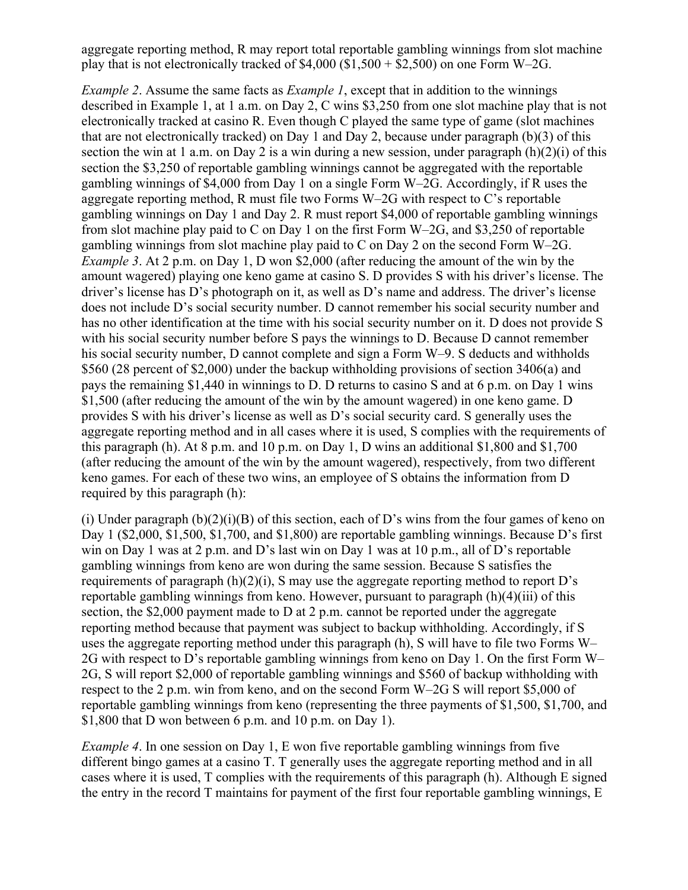aggregate reporting method, R may report total reportable gambling winnings from slot machine play that is not electronically tracked of $4,000 ($1,500 + $2,500) on one Form W–2G.

*Example 2*. Assume the same facts as *Example 1*, except that in addition to the winnings described in Example 1, at 1 a.m. on Day 2, C wins $3,250 from one slot machine play that is not electronically tracked at casino R. Even though C played the same type of game (slot machines that are not electronically tracked) on Day 1 and Day 2, because under paragraph (b)(3) of this section the win at 1 a.m. on Day 2 is a win during a new session, under paragraph (h)(2)(i) of this section the $3,250 of reportable gambling winnings cannot be aggregated with the reportable gambling winnings of $4,000 from Day 1 on a single Form W–2G. Accordingly, if R uses the aggregate reporting method, R must file two Forms W–2G with respect to C's reportable gambling winnings on Day 1 and Day 2. R must report $4,000 of reportable gambling winnings from slot machine play paid to C on Day 1 on the first Form W–2G, and $3,250 of reportable gambling winnings from slot machine play paid to C on Day 2 on the second Form W–2G.

*Example 3*. At 2 p.m. on Day 1, D won $2,000 (after reducing the amount of the win by the amount wagered) playing one keno game at casino S. D provides S with his driver's license. The driver's license has D's photograph on it, as well as D's name and address. The driver's license does not include D's social security number. D cannot remember his social security number and has no other identification at the time with his social security number on it. D does not provide S with his social security number before S pays the winnings to D. Because D cannot remember his social security number, D cannot complete and sign a Form W–9. S deducts and withholds $560 (28 percent of $2,000) under the backup withholding provisions of section 3406(a) and pays the remaining $1,440 in winnings to D. D returns to casino S and at 6 p.m. on Day 1 wins $1,500 (after reducing the amount of the win by the amount wagered) in one keno game. D provides S with his driver's license as well as D's social security card. S generally uses the aggregate reporting method and in all cases where it is used, S complies with the requirements of this paragraph (h). At 8 p.m. and 10 p.m. on Day 1, D wins an additional $1,800 and $1,700 (after reducing the amount of the win by the amount wagered), respectively, from two different keno games. For each of these two wins, an employee of S obtains the information from D required by this paragraph (h):

(i) Under paragraph (b)(2)(i)(B) of this section, each of D's wins from the four games of keno on Day 1 ($2,000, $1,500, $1,700, and $1,800) are reportable gambling winnings. Because D's first win on Day 1 was at 2 p.m. and D's last win on Day 1 was at 10 p.m., all of D's reportable gambling winnings from keno are won during the same session. Because S satisfies the requirements of paragraph (h)(2)(i), S may use the aggregate reporting method to report D's reportable gambling winnings from keno. However, pursuant to paragraph (h)(4)(iii) of this section, the $2,000 payment made to D at 2 p.m. cannot be reported under the aggregate reporting method because that payment was subject to backup withholding. Accordingly, if S uses the aggregate reporting method under this paragraph (h), S will have to file two Forms W–2G with respect to D's reportable gambling winnings from keno on Day 1. On the first Form W–2G, S will report $2,000 of reportable gambling winnings and $560 of backup withholding with respect to the 2 p.m. win from keno, and on the second Form W–2G S will report $5,000 of reportable gambling winnings from keno (representing the three payments of $1,500, $1,700, and $1,800 that D won between 6 p.m. and 10 p.m. on Day 1).

*Example 4*. In one session on Day 1, E won five reportable gambling winnings from five different bingo games at a casino T. T generally uses the aggregate reporting method and in all cases where it is used, T complies with the requirements of this paragraph (h). Although E signed the entry in the record T maintains for payment of the first four reportable gambling winnings, E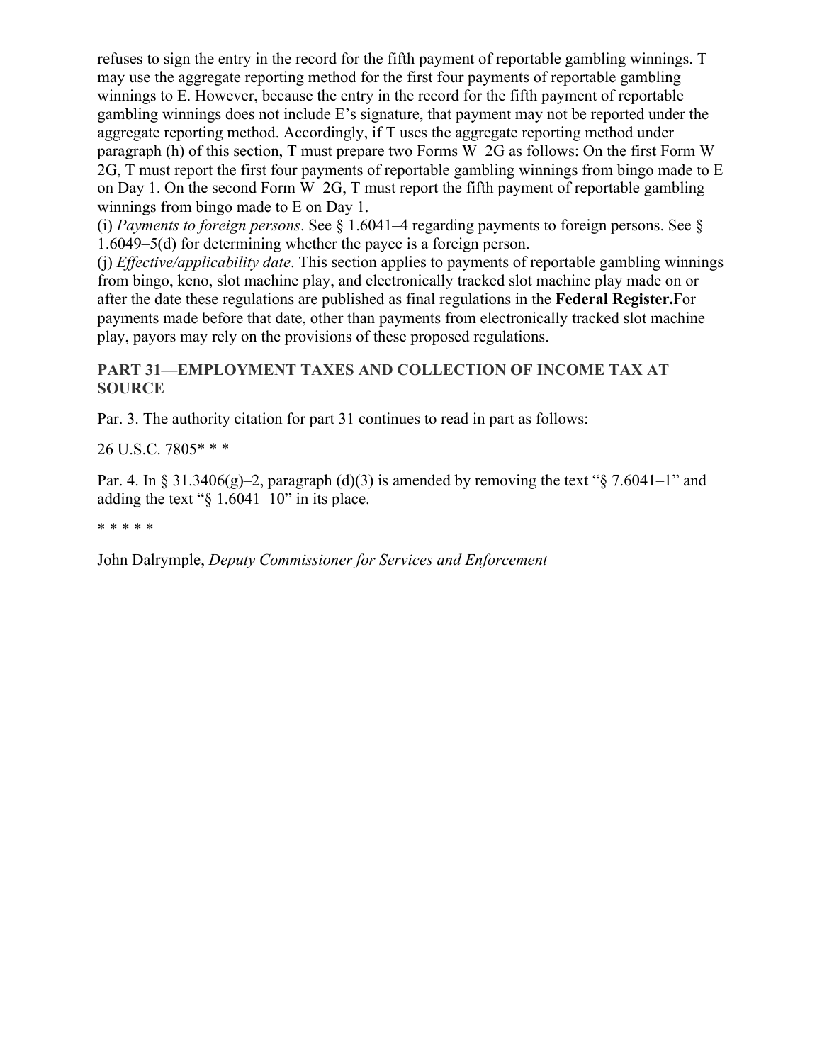refuses to sign the entry in the record for the fifth payment of reportable gambling winnings. T may use the aggregate reporting method for the first four payments of reportable gambling winnings to E. However, because the entry in the record for the fifth payment of reportable gambling winnings does not include E's signature, that payment may not be reported under the aggregate reporting method. Accordingly, if T uses the aggregate reporting method under paragraph (h) of this section, T must prepare two Forms W–2G as follows: On the first Form W–2G, T must report the first four payments of reportable gambling winnings from bingo made to E on Day 1. On the second Form W–2G, T must report the fifth payment of reportable gambling winnings from bingo made to E on Day 1.

(i) *Payments to foreign persons*. See § 1.6041–4 regarding payments to foreign persons. See § 1.6049–5(d) for determining whether the payee is a foreign person.

(j) *Effective/applicability date*. This section applies to payments of reportable gambling winnings from bingo, keno, slot machine play, and electronically tracked slot machine play made on or after the date these regulations are published as final regulations in the **Federal Register.**For payments made before that date, other than payments from electronically tracked slot machine play, payors may rely on the provisions of these proposed regulations.

## PART 31—EMPLOYMENT TAXES AND COLLECTION OF INCOME TAX AT SOURCE

Par. 3. The authority citation for part 31 continues to read in part as follows:

26 U.S.C. 7805* * *

Par. 4. In § 31.3406(g)–2, paragraph (d)(3) is amended by removing the text "§ 7.6041–1" and adding the text "§ 1.6041–10" in its place.

* * * * *

John Dalrymple, *Deputy Commissioner for Services and Enforcement*